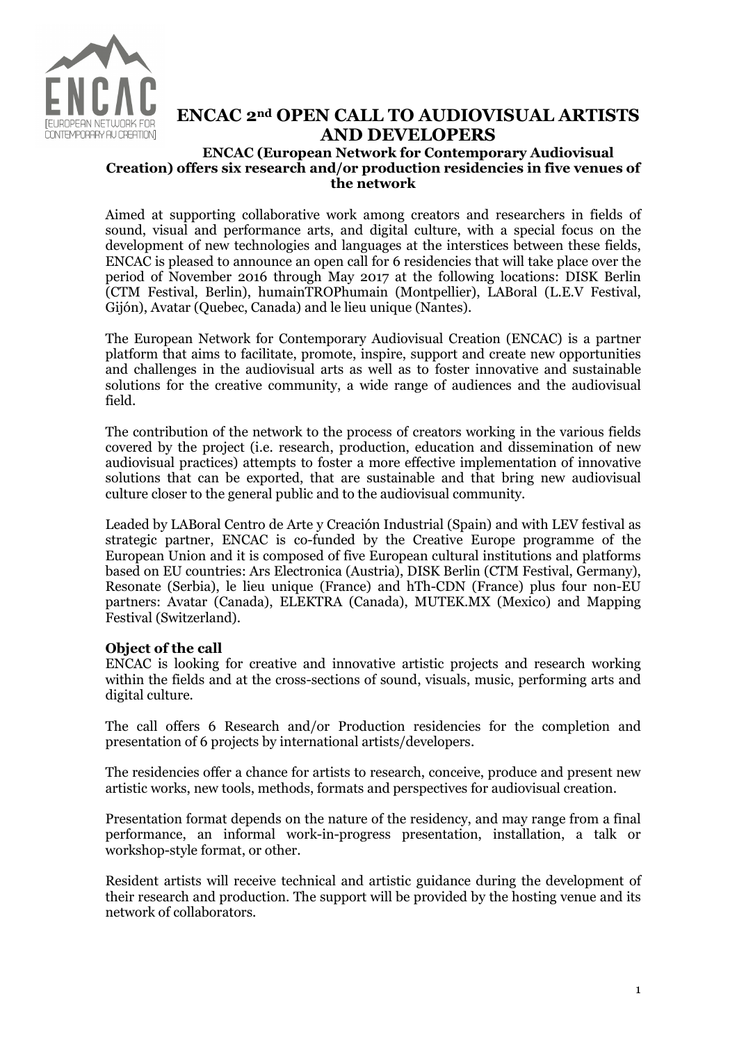# ENCAC 2nd OPEN CALL TO AUDIOVISUAL ARTISTS AND DEVELOPERS

**ENCAC (European Network for Contemporary Audiovisual Creation) offers six research and/or production residencies in five venues of the network**

Aimed at supporting collaborative work among creators and researchers in fields of sound, visual and performance arts, and digital culture, with a special focus on the development of new technologies and languages at the interstices between these fields, ENCAC is pleased to announce an open call for 6 residencies that will take place over the period of November 2016 through May 2017 at the following locations: DISK Berlin (CTM Festival, Berlin), humainTROPhumain (Montpellier), LABoral (L.E.V Festival, Gijón), Avatar (Quebec, Canada) and le lieu unique (Nantes).

The European Network for Contemporary Audiovisual Creation (ENCAC) is a partner platform that aims to facilitate, promote, inspire, support and create new opportunities and challenges in the audiovisual arts as well as to foster innovative and sustainable solutions for the creative community, a wide range of audiences and the audiovisual field.

The contribution of the network to the process of creators working in the various fields covered by the project (i.e. research, production, education and dissemination of new audiovisual practices) attempts to foster a more effective implementation of innovative solutions that can be exported, that are sustainable and that bring new audiovisual culture closer to the general public and to the audiovisual community.

Leaded by LABoral Centro de Arte y Creación Industrial (Spain) and with LEV festival as strategic partner, ENCAC is co-funded by the Creative Europe programme of the European Union and it is composed of five European cultural institutions and platforms based on EU countries: Ars Electronica (Austria), DISK Berlin (CTM Festival, Germany), Resonate (Serbia), le lieu unique (France) and hTh-CDN (France) plus four non-EU partners: Avatar (Canada), ELEKTRA (Canada), MUTEK.MX (Mexico) and Mapping Festival (Switzerland).

### Object of the call

ENCAC is looking for creative and innovative artistic projects and research working within the fields and at the cross-sections of sound, visuals, music, performing arts and digital culture.

The call offers 6 Research and/or Production residencies for the completion and presentation of 6 projects by international artists/developers.

The residencies offer a chance for artists to research, conceive, produce and present new artistic works, new tools, methods, formats and perspectives for audiovisual creation.

Presentation format depends on the nature of the residency, and may range from a final performance, an informal work-in-progress presentation, installation, a talk or workshop-style format, or other.

Resident artists will receive technical and artistic guidance during the development of their research and production. The support will be provided by the hosting venue and its network of collaborators.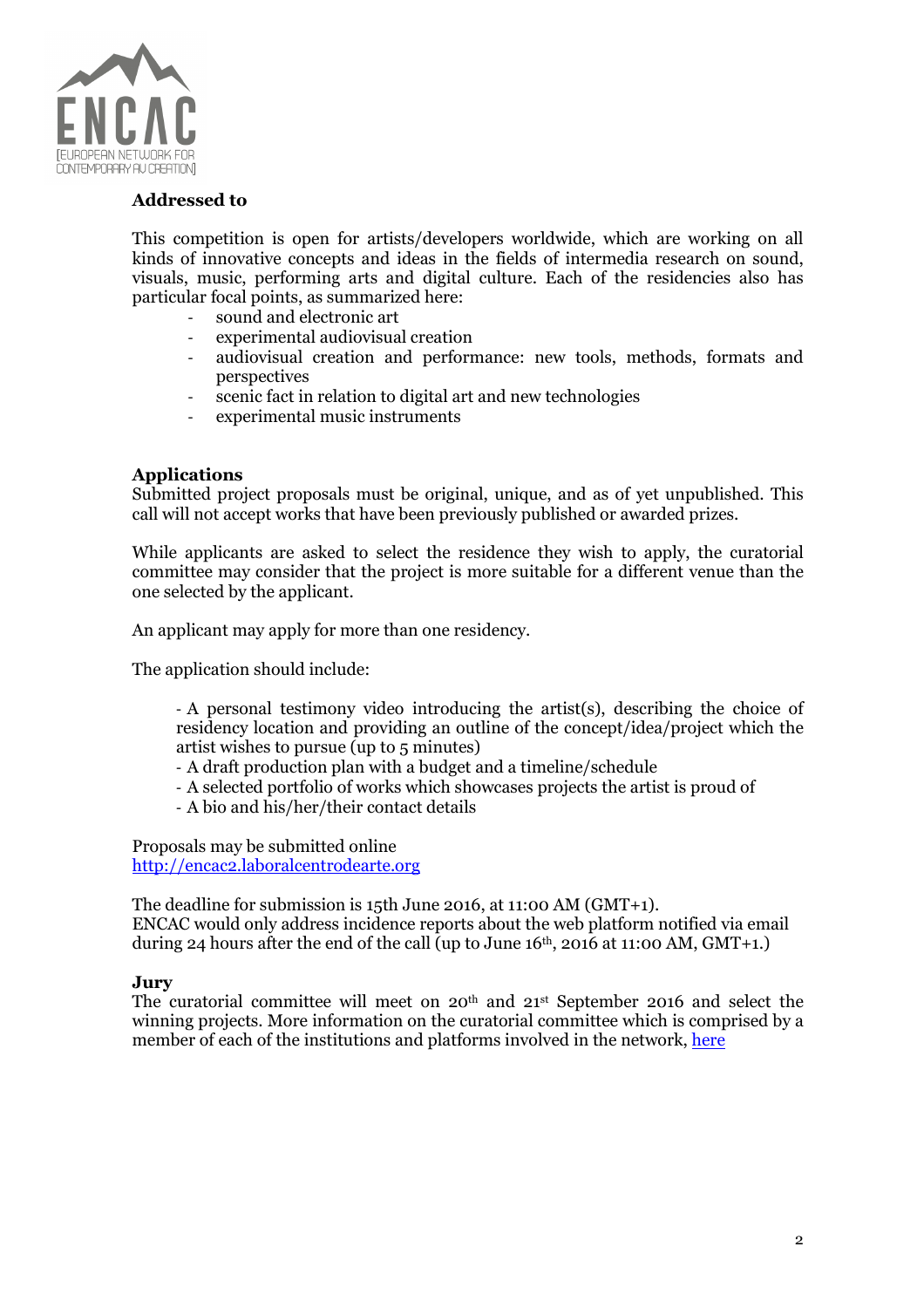**Addressed to**

This competition is open for artists/developers worldwide, which are working on all kinds of innovative concepts and ideas in the fields of intermedia research on sound, visuals, music, performing arts and digital culture. Each of the residencies also has particular focal points, as summarized here:

- sound and electronic art
- experimental audiovisual creation
- audiovisual creation and performance: new tools, methods, formats and perspectives
- scenic fact in relation to digital art and new technologies
- experimental music instruments

**Applications**

Submitted project proposals must be original, unique, and as of yet unpublished. This call will not accept works that have been previously published or awarded prizes.

While applicants are asked to select the residence they wish to apply, the curatorial committee may consider that the project is more suitable for a different venue than the one selected by the applicant.

An applicant may apply for more than one residency.

The application should include:

- A personal testimony video introducing the artist(s), describing the choice of residency location and providing an outline of the concept/idea/project which the artist wishes to pursue (up to 5 minutes)
- A draft production plan with a budget and a timeline/schedule
- A selected portfolio of works which showcases projects the artist is proud of
- A bio and his/her/their contact details

Proposals may be submitted online
http://encac2.laboralcentrodearte.org

The deadline for submission is 15th June 2016, at 11:00 AM (GMT+1).
ENCAC would only address incidence reports about the web platform notified via email during 24 hours after the end of the call (up to June 16th, 2016 at 11:00 AM, GMT+1.)

**Jury**

The curatorial committee will meet on 20th and 21st September 2016 and select the winning projects. More information on the curatorial committee which is comprised by a member of each of the institutions and platforms involved in the network, here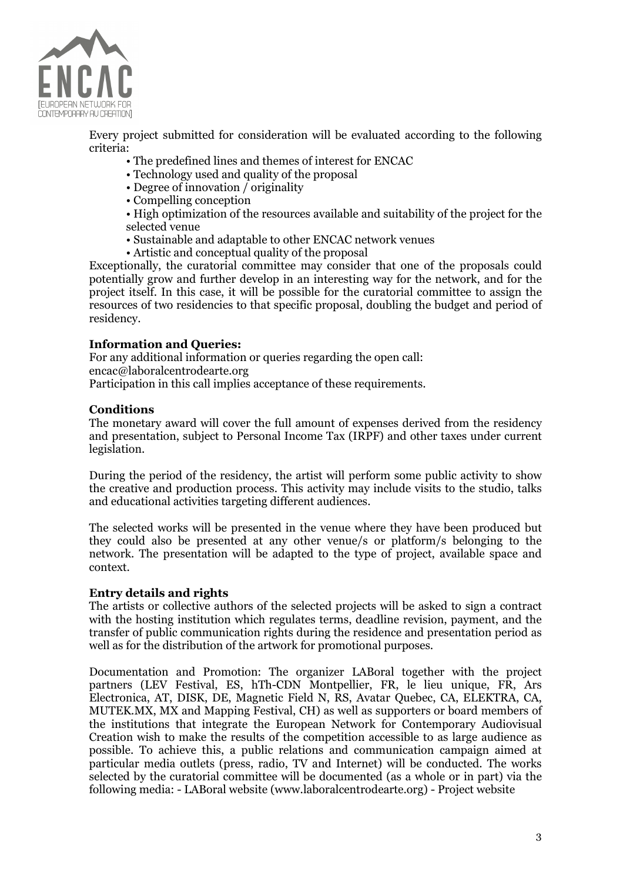Every project submitted for consideration will be evaluated according to the following criteria:

- The predefined lines and themes of interest for ENCAC
- Technology used and quality of the proposal
- Degree of innovation / originality
- Compelling conception
- High optimization of the resources available and suitability of the project for the selected venue
- Sustainable and adaptable to other ENCAC network venues
- Artistic and conceptual quality of the proposal

Exceptionally, the curatorial committee may consider that one of the proposals could potentially grow and further develop in an interesting way for the network, and for the project itself. In this case, it will be possible for the curatorial committee to assign the resources of two residencies to that specific proposal, doubling the budget and period of residency.

**Information and Queries:**

For any additional information or queries regarding the open call:
encac@laboralcentrodearte.org
Participation in this call implies acceptance of these requirements.

**Conditions**

The monetary award will cover the full amount of expenses derived from the residency and presentation, subject to Personal Income Tax (IRPF) and other taxes under current legislation.

During the period of the residency, the artist will perform some public activity to show the creative and production process. This activity may include visits to the studio, talks and educational activities targeting different audiences.

The selected works will be presented in the venue where they have been produced but they could also be presented at any other venue/s or platform/s belonging to the network. The presentation will be adapted to the type of project, available space and context.

**Entry details and rights**

The artists or collective authors of the selected projects will be asked to sign a contract with the hosting institution which regulates terms, deadline revision, payment, and the transfer of public communication rights during the residence and presentation period as well as for the distribution of the artwork for promotional purposes.

Documentation and Promotion: The organizer LABoral together with the project partners (LEV Festival, ES, hTh-CDN Montpellier, FR, le lieu unique, FR, Ars Electronica, AT, DISK, DE, Magnetic Field N, RS, Avatar Quebec, CA, ELEKTRA, CA, MUTEK.MX, MX and Mapping Festival, CH) as well as supporters or board members of the institutions that integrate the European Network for Contemporary Audiovisual Creation wish to make the results of the competition accessible to as large audience as possible. To achieve this, a public relations and communication campaign aimed at particular media outlets (press, radio, TV and Internet) will be conducted. The works selected by the curatorial committee will be documented (as a whole or in part) via the following media: - LABoral website (www.laboralcentrodearte.org) - Project website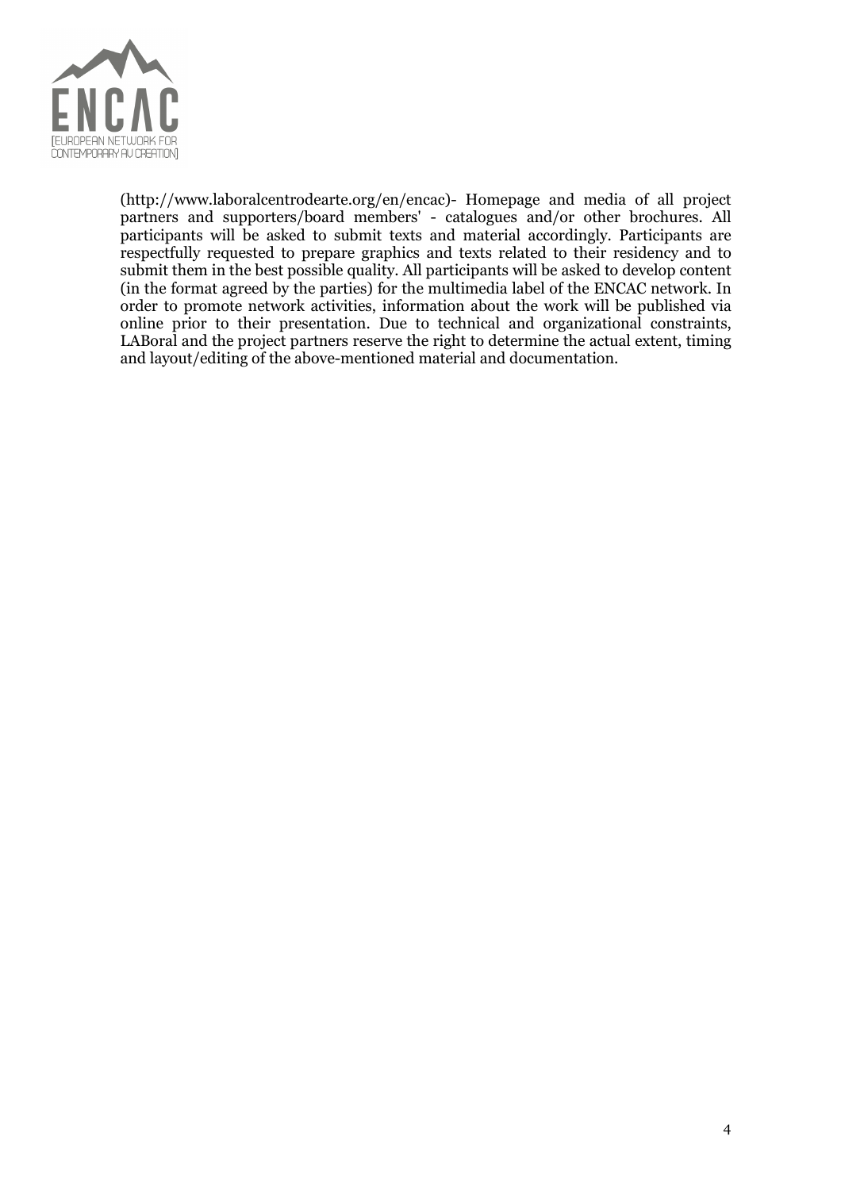(http://www.laboralcentrodearte.org/en/encac)- Homepage and media of all project partners and supporters/board members' - catalogues and/or other brochures. All participants will be asked to submit texts and material accordingly. Participants are respectfully requested to prepare graphics and texts related to their residency and to submit them in the best possible quality. All participants will be asked to develop content (in the format agreed by the parties) for the multimedia label of the ENCAC network. In order to promote network activities, information about the work will be published via online prior to their presentation. Due to technical and organizational constraints, LABoral and the project partners reserve the right to determine the actual extent, timing and layout/editing of the above-mentioned material and documentation.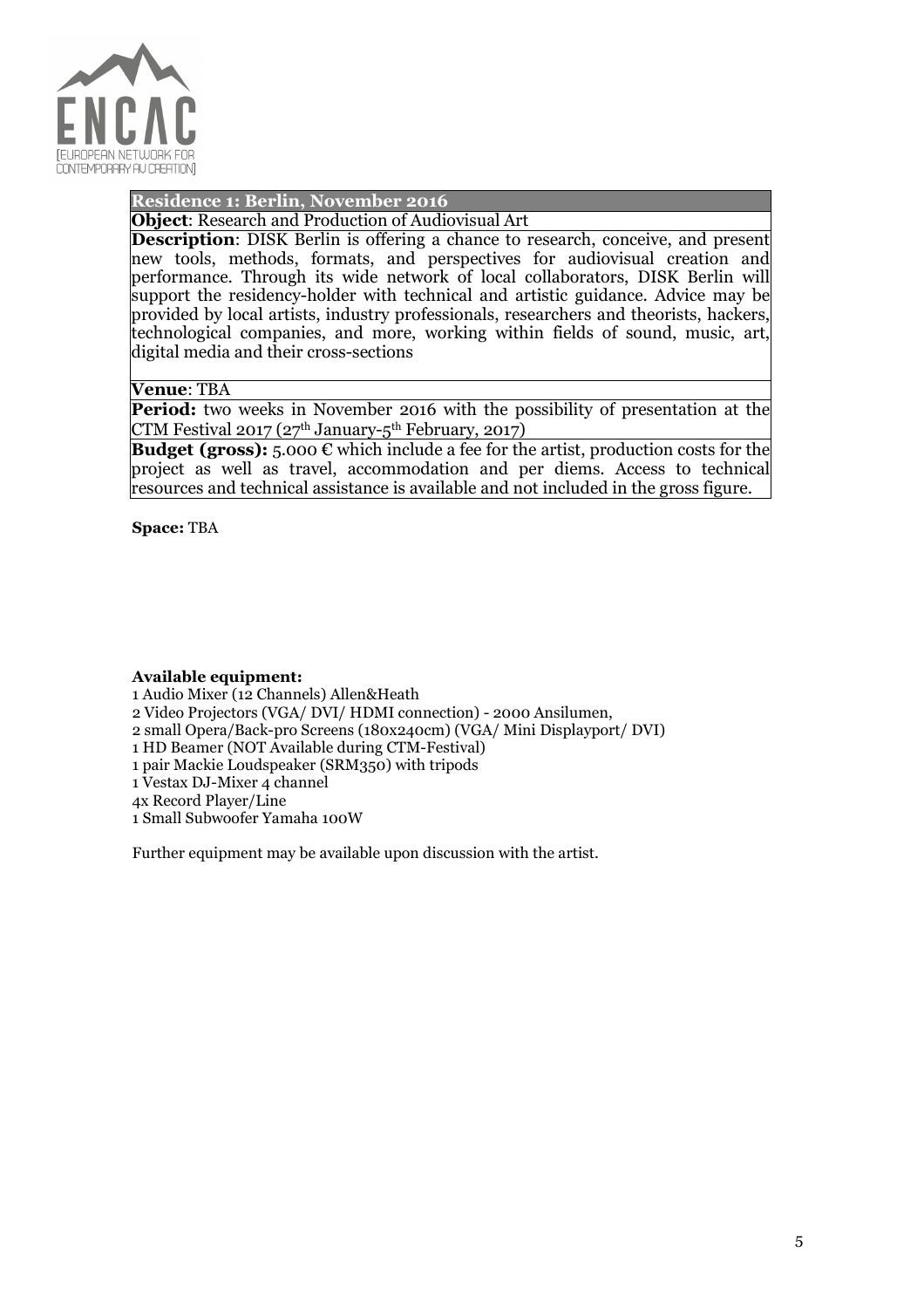## Residence 1: Berlin, November 2016

**Object**: Research and Production of Audiovisual Art

**Description**: DISK Berlin is offering a chance to research, conceive, and present new tools, methods, formats, and perspectives for audiovisual creation and performance. Through its wide network of local collaborators, DISK Berlin will support the residency-holder with technical and artistic guidance. Advice may be provided by local artists, industry professionals, researchers and theorists, hackers, technological companies, and more, working within fields of sound, music, art, digital media and their cross-sections

**Venue**: TBA

**Period:** two weeks in November 2016 with the possibility of presentation at the CTM Festival 2017 (27th January-5th February, 2017)

**Budget (gross):** 5.000 € which include a fee for the artist, production costs for the project as well as travel, accommodation and per diems. Access to technical resources and technical assistance is available and not included in the gross figure.

**Space:** TBA

**Available equipment:**

1 Audio Mixer (12 Channels) Allen&Heath
2 Video Projectors (VGA/ DVI/ HDMI connection) - 2000 Ansilumen,
2 small Opera/Back-pro Screens (180x240cm) (VGA/ Mini Displayport/ DVI)
1 HD Beamer (NOT Available during CTM-Festival)
1 pair Mackie Loudspeaker (SRM350) with tripods
1 Vestax DJ-Mixer 4 channel
4x Record Player/Line
1 Small Subwoofer Yamaha 100W

Further equipment may be available upon discussion with the artist.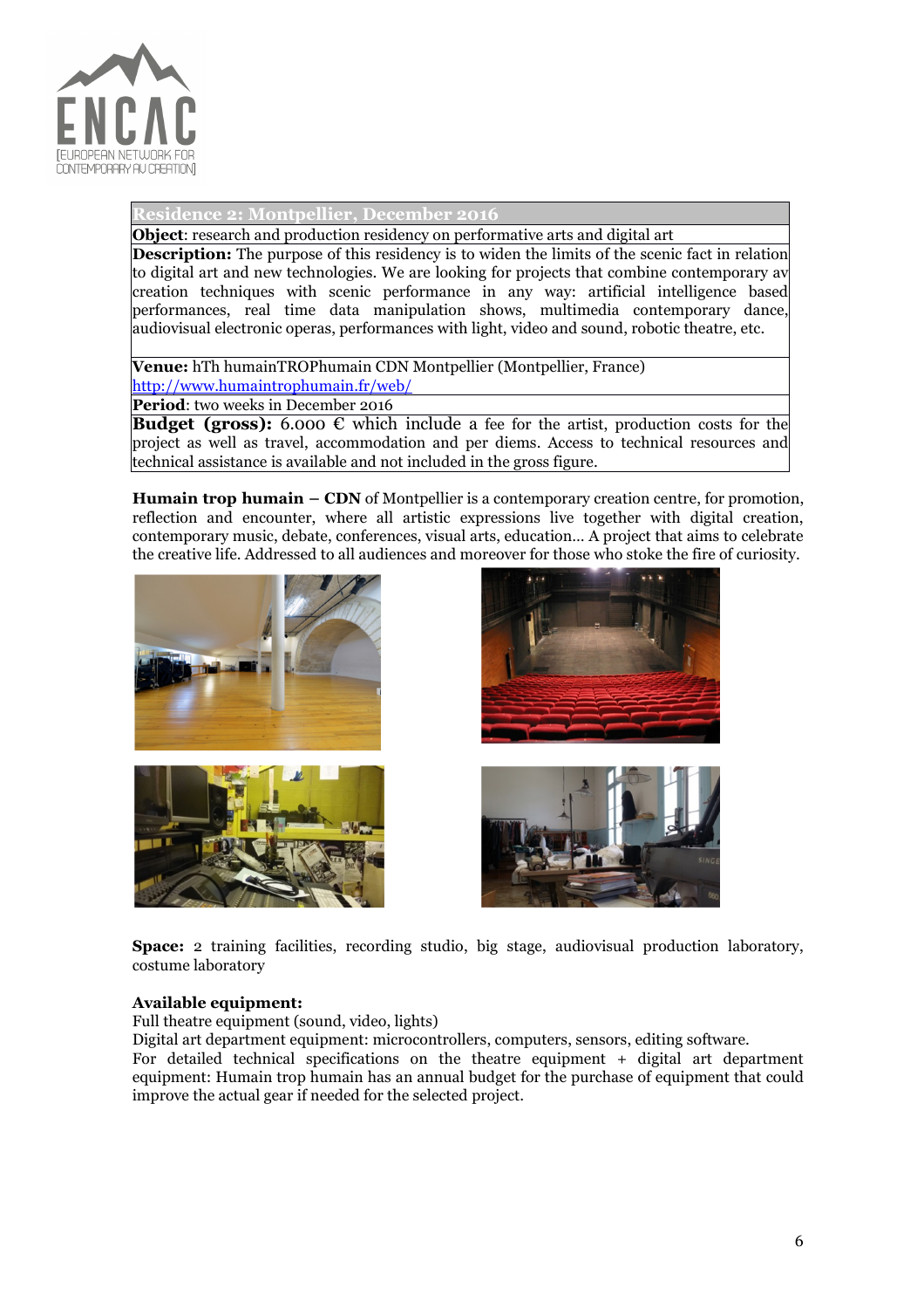## Residence 2: Montpellier, December 2016

**Object**: research and production residency on performative arts and digital art

**Description:** The purpose of this residency is to widen the limits of the scenic fact in relation to digital art and new technologies. We are looking for projects that combine contemporary av creation techniques with scenic performance in any way: artificial intelligence based performances, real time data manipulation shows, multimedia contemporary dance, audiovisual electronic operas, performances with light, video and sound, robotic theatre, etc.

**Venue:** hTh humainTROPhumain CDN Montpellier (Montpellier, France)
http://www.humaintrophumain.fr/web/

**Period**: two weeks in December 2016

**Budget (gross):** 6.000 € which include a fee for the artist, production costs for the project as well as travel, accommodation and per diems. Access to technical resources and technical assistance is available and not included in the gross figure.

**Humain trop humain – CDN** of Montpellier is a contemporary creation centre, for promotion, reflection and encounter, where all artistic expressions live together with digital creation, contemporary music, debate, conferences, visual arts, education... A project that aims to celebrate the creative life. Addressed to all audiences and moreover for those who stoke the fire of curiosity.

**Space:** 2 training facilities, recording studio, big stage, audiovisual production laboratory, costume laboratory

**Available equipment:**
Full theatre equipment (sound, video, lights)
Digital art department equipment: microcontrollers, computers, sensors, editing software.
For detailed technical specifications on the theatre equipment + digital art department equipment: Humain trop humain has an annual budget for the purchase of equipment that could improve the actual gear if needed for the selected project.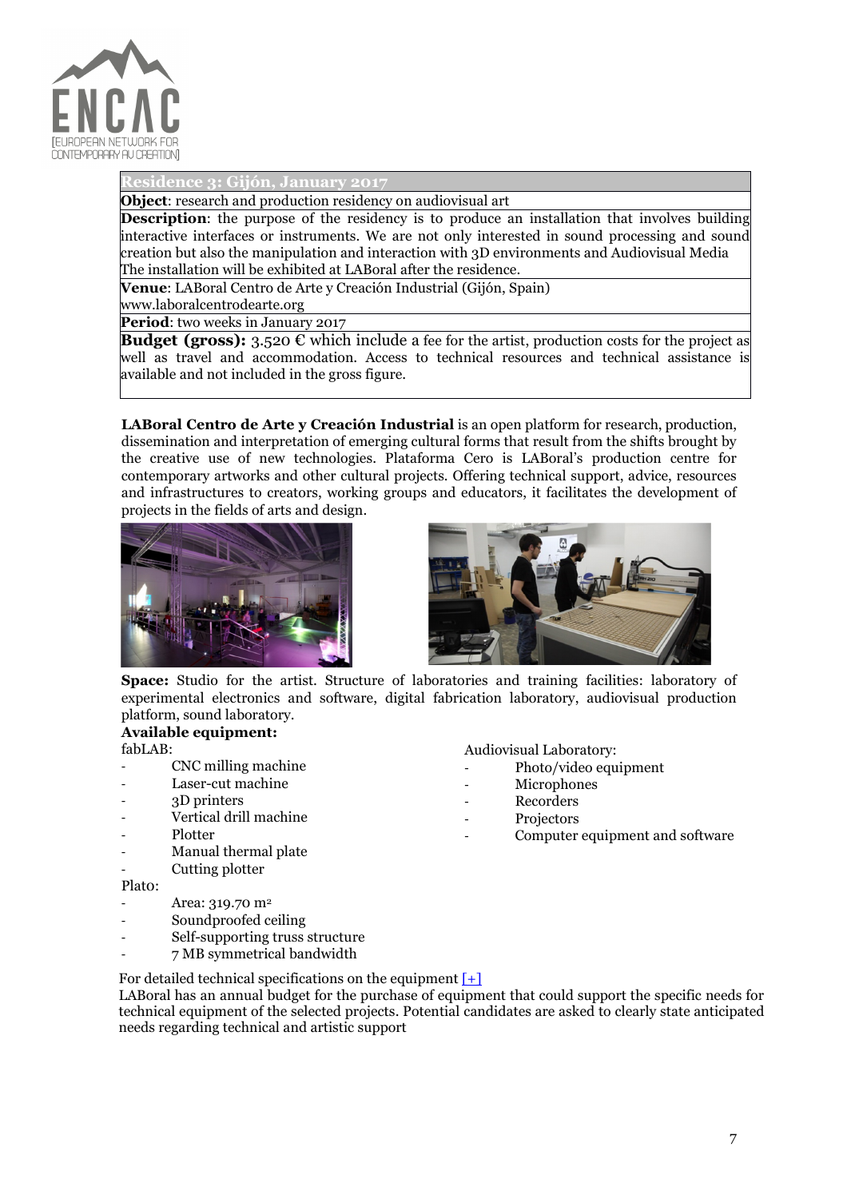| Residence 3: Gijón, January 2017 |
|---|
| **Object**: research and production residency on audiovisual art |
| **Description**: the purpose of the residency is to produce an installation that involves building interactive interfaces or instruments. We are not only interested in sound processing and sound creation but also the manipulation and interaction with 3D environments and Audiovisual Media The installation will be exhibited at LABoral after the residence. |
| **Venue**: LABoral Centro de Arte y Creación Industrial (Gijón, Spain) www.laboralcentrodearte.org |
| **Period**: two weeks in January 2017 |
| **Budget (gross):** 3.520 € which include a fee for the artist, production costs for the project as well as travel and accommodation. Access to technical resources and technical assistance is available and not included in the gross figure. |

**LABoral Centro de Arte y Creación Industrial** is an open platform for research, production, dissemination and interpretation of emerging cultural forms that result from the shifts brought by the creative use of new technologies. Plataforma Cero is LABoral's production centre for contemporary artworks and other cultural projects. Offering technical support, advice, resources and infrastructures to creators, working groups and educators, it facilitates the development of projects in the fields of arts and design.

**Space:** Studio for the artist. Structure of laboratories and training facilities: laboratory of experimental electronics and software, digital fabrication laboratory, audiovisual production platform, sound laboratory.

**Available equipment:**

fabLAB:

- CNC milling machine
- Laser-cut machine
- 3D printers
- Vertical drill machine
- Plotter
- Manual thermal plate
- Cutting plotter

Plato:

- Area: 319.70 m²
- Soundproofed ceiling
- Self-supporting truss structure
- 7 MB symmetrical bandwidth

Audiovisual Laboratory:

- Photo/video equipment
- Microphones
- Recorders
- Projectors
- Computer equipment and software

For detailed technical specifications on the equipment [+]

LABoral has an annual budget for the purchase of equipment that could support the specific needs for technical equipment of the selected projects. Potential candidates are asked to clearly state anticipated needs regarding technical and artistic support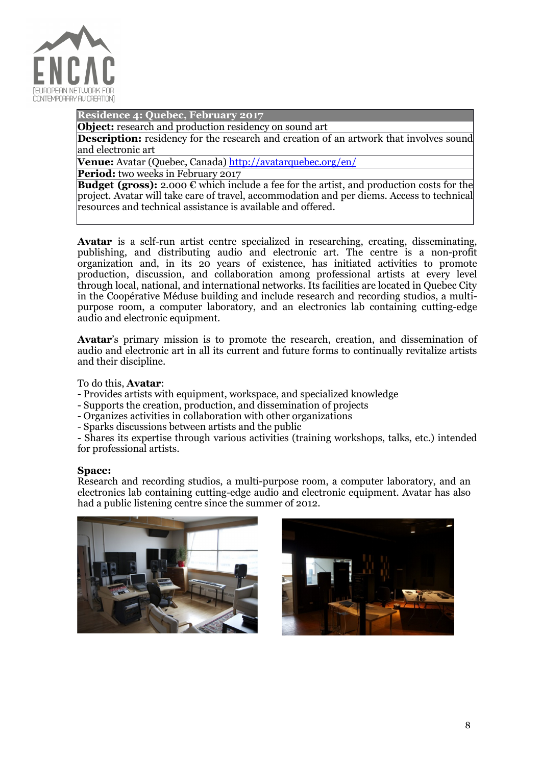| **Residence 4: Quebec, February 2017** |
|---|
| **Object:** research and production residency on sound art |
| **Description:** residency for the research and creation of an artwork that involves sound and electronic art |
| **Venue:** Avatar (Quebec, Canada) http://avatarquebec.org/en/ |
| **Period:** two weeks in February 2017 |
| **Budget (gross):** 2.000 € which include a fee for the artist, and production costs for the project. Avatar will take care of travel, accommodation and per diems. Access to technical resources and technical assistance is available and offered. |

**Avatar** is a self-run artist centre specialized in researching, creating, disseminating, publishing, and distributing audio and electronic art. The centre is a non-profit organization and, in its 20 years of existence, has initiated activities to promote production, discussion, and collaboration among professional artists at every level through local, national, and international networks. Its facilities are located in Quebec City in the Coopérative Méduse building and include research and recording studios, a multi-purpose room, a computer laboratory, and an electronics lab containing cutting-edge audio and electronic equipment.

**Avatar**'s primary mission is to promote the research, creation, and dissemination of audio and electronic art in all its current and future forms to continually revitalize artists and their discipline.

To do this, **Avatar**:

- Provides artists with equipment, workspace, and specialized knowledge
- Supports the creation, production, and dissemination of projects
- Organizes activities in collaboration with other organizations
- Sparks discussions between artists and the public
- Shares its expertise through various activities (training workshops, talks, etc.) intended for professional artists.

**Space:**
Research and recording studios, a multi-purpose room, a computer laboratory, and an electronics lab containing cutting-edge audio and electronic equipment. Avatar has also had a public listening centre since the summer of 2012.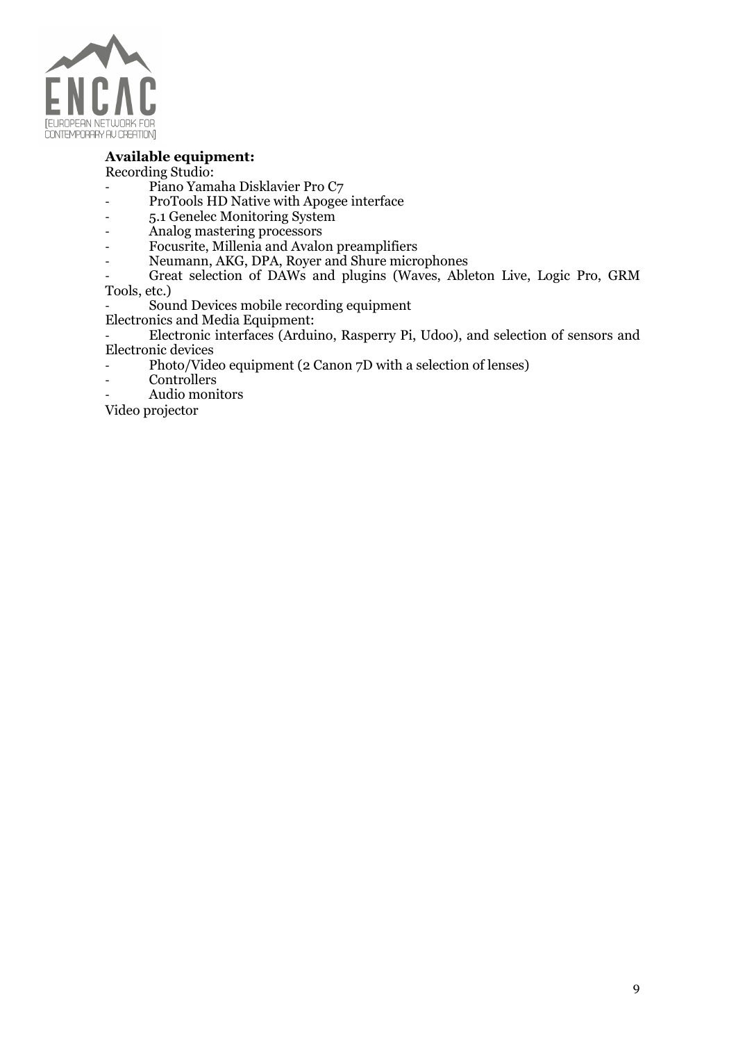**Available equipment:**

Recording Studio:

- Piano Yamaha Disklavier Pro C7
- ProTools HD Native with Apogee interface
- 5.1 Genelec Monitoring System
- Analog mastering processors
- Focusrite, Millenia and Avalon preamplifiers
- Neumann, AKG, DPA, Royer and Shure microphones
- Great selection of DAWs and plugins (Waves, Ableton Live, Logic Pro, GRM Tools, etc.)
- Sound Devices mobile recording equipment

Electronics and Media Equipment:

- Electronic interfaces (Arduino, Rasperry Pi, Udoo), and selection of sensors and Electronic devices
- Photo/Video equipment (2 Canon 7D with a selection of lenses)
- Controllers
- Audio monitors

Video projector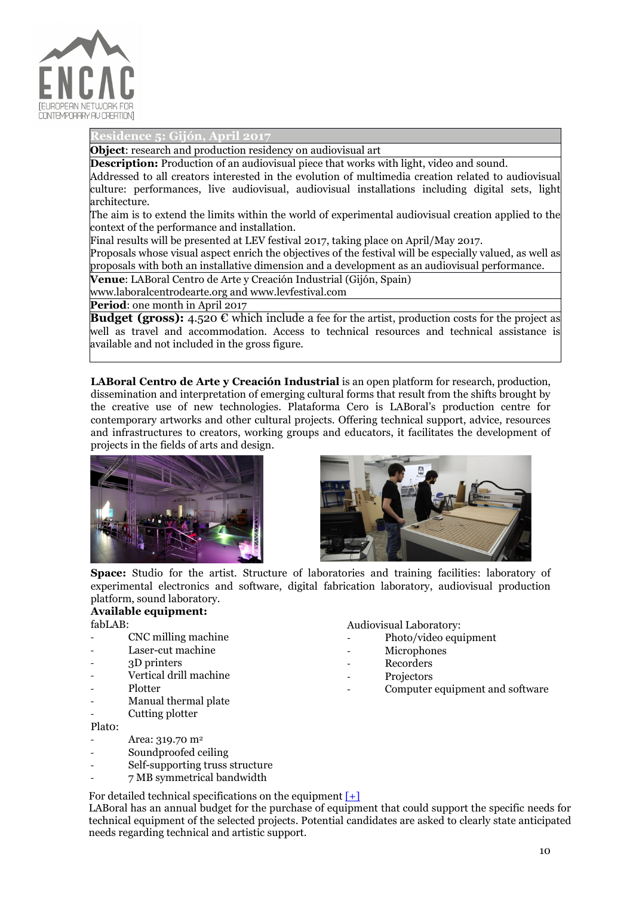## Residence 5: Gijón, April 2017

**Object**: research and production residency on audiovisual art

**Description:** Production of an audiovisual piece that works with light, video and sound.

Addressed to all creators interested in the evolution of multimedia creation related to audiovisual culture: performances, live audiovisual, audiovisual installations including digital sets, light architecture.

The aim is to extend the limits within the world of experimental audiovisual creation applied to the context of the performance and installation.

Final results will be presented at LEV festival 2017, taking place on April/May 2017.

Proposals whose visual aspect enrich the objectives of the festival will be especially valued, as well as proposals with both an installative dimension and a development as an audiovisual performance.

**Venue**: LABoral Centro de Arte y Creación Industrial (Gijón, Spain)
www.laboralcentrodearte.org and www.levfestival.com

**Period**: one month in April 2017

**Budget (gross):** 4.520 € which include a fee for the artist, production costs for the project as well as travel and accommodation. Access to technical resources and technical assistance is available and not included in the gross figure.

**LABoral Centro de Arte y Creación Industrial** is an open platform for research, production, dissemination and interpretation of emerging cultural forms that result from the shifts brought by the creative use of new technologies. Plataforma Cero is LABoral's production centre for contemporary artworks and other cultural projects. Offering technical support, advice, resources and infrastructures to creators, working groups and educators, it facilitates the development of projects in the fields of arts and design.

**Space:** Studio for the artist. Structure of laboratories and training facilities: laboratory of experimental electronics and software, digital fabrication laboratory, audiovisual production platform, sound laboratory.

**Available equipment:**

fabLAB:

- CNC milling machine
- Laser-cut machine
- 3D printers
- Vertical drill machine
- Plotter
- Manual thermal plate
- Cutting plotter

Plato:

- Area: 319.70 m²
- Soundproofed ceiling
- Self-supporting truss structure
- 7 MB symmetrical bandwidth

Audiovisual Laboratory:

- Photo/video equipment
- Microphones
- Recorders
- Projectors
- Computer equipment and software

For detailed technical specifications on the equipment [+]

LABoral has an annual budget for the purchase of equipment that could support the specific needs for technical equipment of the selected projects. Potential candidates are asked to clearly state anticipated needs regarding technical and artistic support.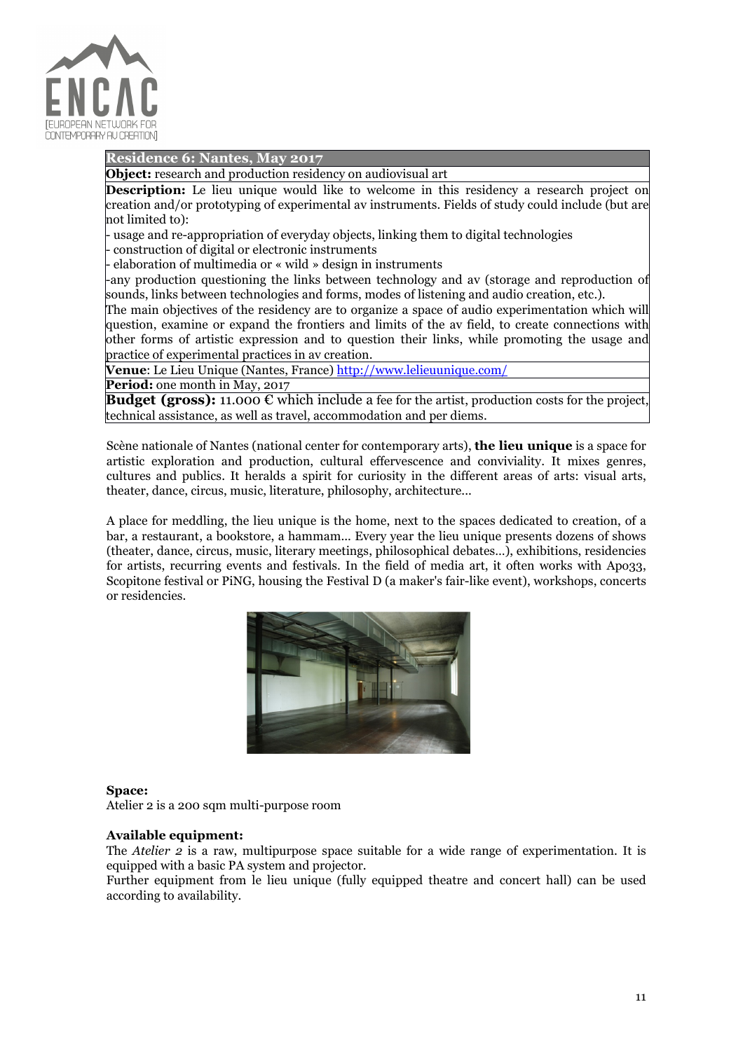## Residence 6: Nantes, May 2017

**Object:** research and production residency on audiovisual art

**Description:** Le lieu unique would like to welcome in this residency a research project on creation and/or prototyping of experimental av instruments. Fields of study could include (but are not limited to):

- usage and re-appropriation of everyday objects, linking them to digital technologies
- construction of digital or electronic instruments
- elaboration of multimedia or « wild » design in instruments
- any production questioning the links between technology and av (storage and reproduction of sounds, links between technologies and forms, modes of listening and audio creation, etc.).

The main objectives of the residency are to organize a space of audio experimentation which will question, examine or expand the frontiers and limits of the av field, to create connections with other forms of artistic expression and to question their links, while promoting the usage and practice of experimental practices in av creation.

**Venue**: Le Lieu Unique (Nantes, France) http://www.lelieuunique.com/

**Period:** one month in May, 2017

**Budget (gross):** 11.000 € which include a fee for the artist, production costs for the project, technical assistance, as well as travel, accommodation and per diems.

Scène nationale of Nantes (national center for contemporary arts), **the lieu unique** is a space for artistic exploration and production, cultural effervescence and conviviality. It mixes genres, cultures and publics. It heralds a spirit for curiosity in the different areas of arts: visual arts, theater, dance, circus, music, literature, philosophy, architecture...

A place for meddling, the lieu unique is the home, next to the spaces dedicated to creation, of a bar, a restaurant, a bookstore, a hammam... Every year the lieu unique presents dozens of shows (theater, dance, circus, music, literary meetings, philosophical debates...), exhibitions, residencies for artists, recurring events and festivals. In the field of media art, it often works with Apo33, Scopitone festival or PiNG, housing the Festival D (a maker's fair-like event), workshops, concerts or residencies.

**Space:**
Atelier 2 is a 200 sqm multi-purpose room

**Available equipment:**
The *Atelier 2* is a raw, multipurpose space suitable for a wide range of experimentation. It is equipped with a basic PA system and projector.
Further equipment from le lieu unique (fully equipped theatre and concert hall) can be used according to availability.